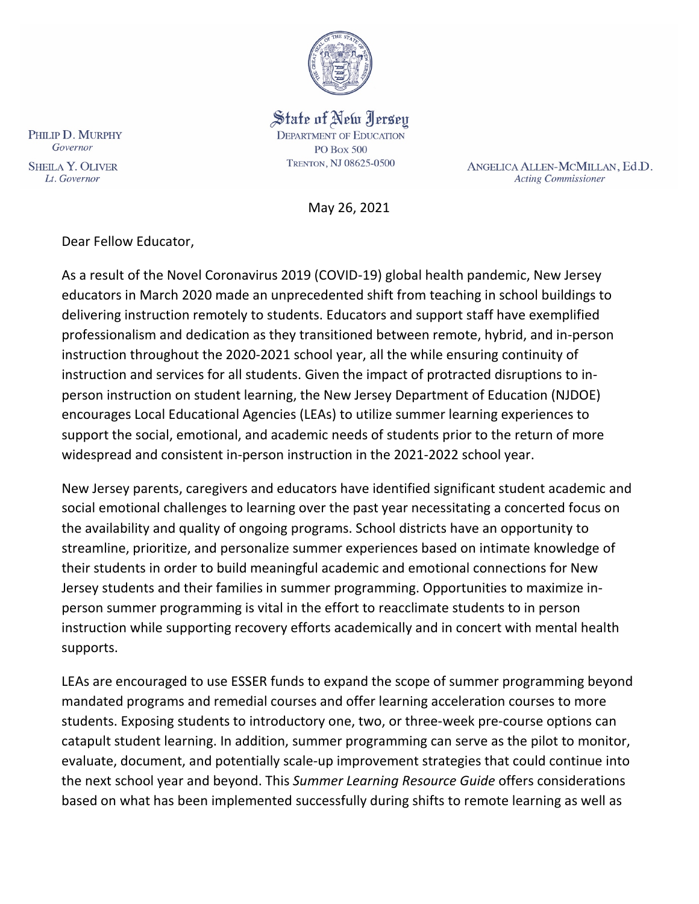**State of New Jersey**
DEPARTMENT OF EDUCATION
PO Box 500
TRENTON, NJ 08625-0500

PHILIP D. MURPHY
*Governor*

SHEILA Y. OLIVER
*Lt. Governor*

ANGELICA ALLEN-MCMILLAN, Ed.D.
*Acting Commissioner*

May 26, 2021

Dear Fellow Educator,

As a result of the Novel Coronavirus 2019 (COVID-19) global health pandemic, New Jersey educators in March 2020 made an unprecedented shift from teaching in school buildings to delivering instruction remotely to students. Educators and support staff have exemplified professionalism and dedication as they transitioned between remote, hybrid, and in-person instruction throughout the 2020-2021 school year, all the while ensuring continuity of instruction and services for all students. Given the impact of protracted disruptions to in-person instruction on student learning, the New Jersey Department of Education (NJDOE) encourages Local Educational Agencies (LEAs) to utilize summer learning experiences to support the social, emotional, and academic needs of students prior to the return of more widespread and consistent in-person instruction in the 2021-2022 school year.

New Jersey parents, caregivers and educators have identified significant student academic and social emotional challenges to learning over the past year necessitating a concerted focus on the availability and quality of ongoing programs. School districts have an opportunity to streamline, prioritize, and personalize summer experiences based on intimate knowledge of their students in order to build meaningful academic and emotional connections for New Jersey students and their families in summer programming. Opportunities to maximize in-person summer programming is vital in the effort to reacclimate students to in person instruction while supporting recovery efforts academically and in concert with mental health supports.

LEAs are encouraged to use ESSER funds to expand the scope of summer programming beyond mandated programs and remedial courses and offer learning acceleration courses to more students. Exposing students to introductory one, two, or three-week pre-course options can catapult student learning. In addition, summer programming can serve as the pilot to monitor, evaluate, document, and potentially scale-up improvement strategies that could continue into the next school year and beyond. This *Summer Learning Resource Guide* offers considerations based on what has been implemented successfully during shifts to remote learning as well as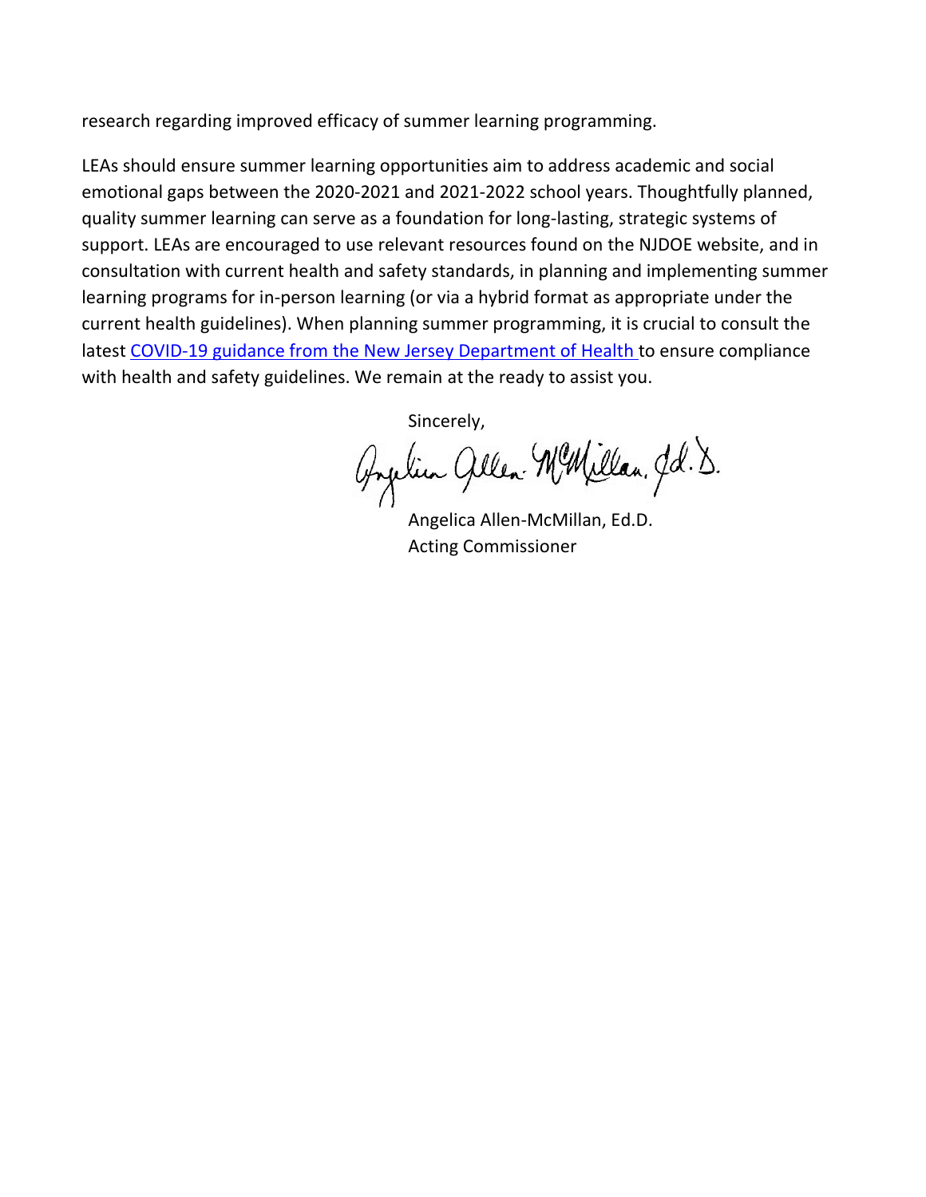research regarding improved efficacy of summer learning programming.

LEAs should ensure summer learning opportunities aim to address academic and social emotional gaps between the 2020-2021 and 2021-2022 school years. Thoughtfully planned, quality summer learning can serve as a foundation for long-lasting, strategic systems of support. LEAs are encouraged to use relevant resources found on the NJDOE website, and in consultation with current health and safety standards, in planning and implementing summer learning programs for in-person learning (or via a hybrid format as appropriate under the current health guidelines). When planning summer programming, it is crucial to consult the latest COVID-19 guidance from the New Jersey Department of Health to ensure compliance with health and safety guidelines. We remain at the ready to assist you.

Sincerely,

Angelica Allen-McMillan, Ed.D.
Acting Commissioner